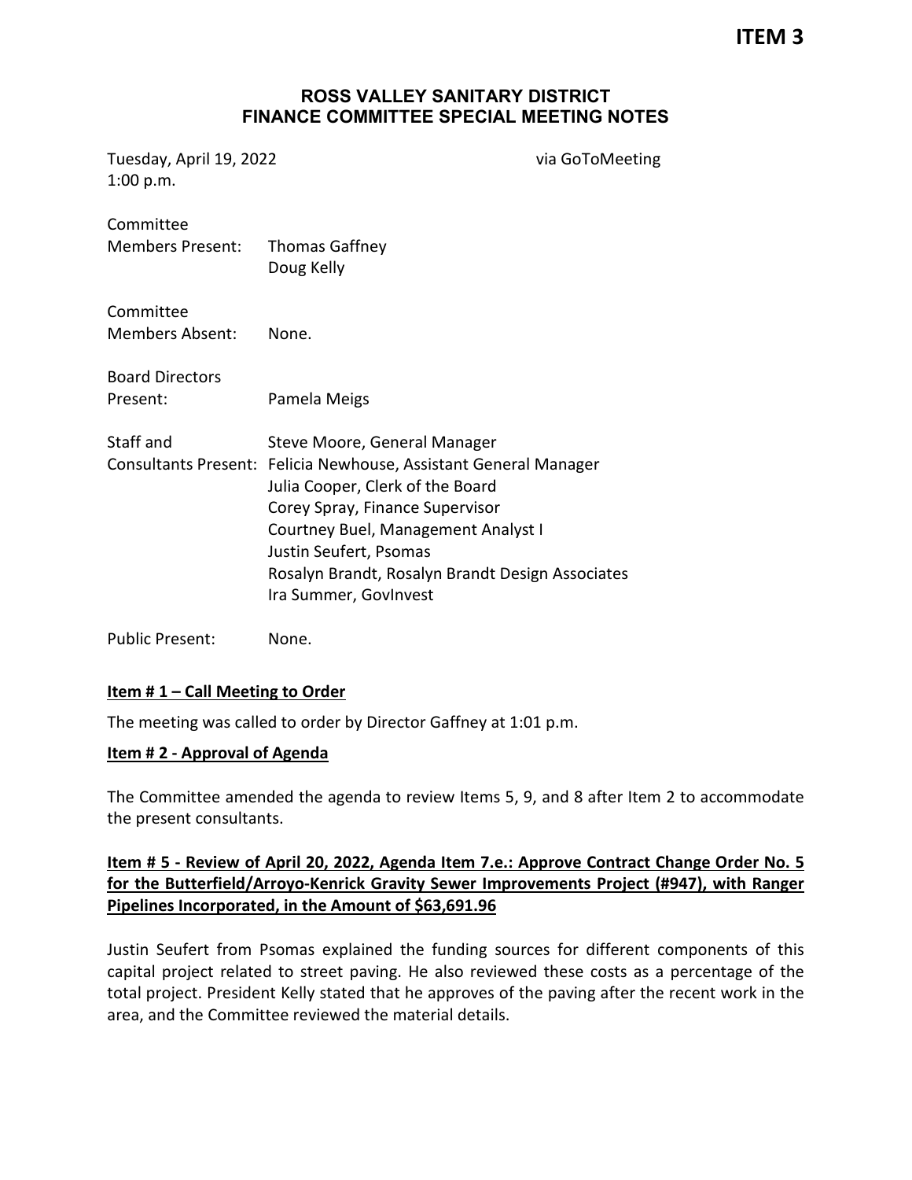**ITEM 3**

# ROSS VALLEY SANITARY DISTRICT
## FINANCE COMMITTEE SPECIAL MEETING NOTES

Tuesday, April 19, 2022 via GoToMeeting
1:00 p.m.

| | |
|---|---|
| Committee Members Present: | Thomas Gaffney<br>Doug Kelly |
| Committee Members Absent: | None. |
| Board Directors Present: | Pamela Meigs |
| Staff and Consultants Present: | Steve Moore, General Manager<br>Felicia Newhouse, Assistant General Manager<br>Julia Cooper, Clerk of the Board<br>Corey Spray, Finance Supervisor<br>Courtney Buel, Management Analyst I<br>Justin Seufert, Psomas<br>Rosalyn Brandt, Rosalyn Brandt Design Associates<br>Ira Summer, GovInvest |
| Public Present: | None. |

**Item # 1 – Call Meeting to Order**

The meeting was called to order by Director Gaffney at 1:01 p.m.

**Item # 2 - Approval of Agenda**

The Committee amended the agenda to review Items 5, 9, and 8 after Item 2 to accommodate the present consultants.

**Item # 5 - Review of April 20, 2022, Agenda Item 7.e.: Approve Contract Change Order No. 5 for the Butterfield/Arroyo-Kenrick Gravity Sewer Improvements Project (#947), with Ranger Pipelines Incorporated, in the Amount of $63,691.96**

Justin Seufert from Psomas explained the funding sources for different components of this capital project related to street paving. He also reviewed these costs as a percentage of the total project. President Kelly stated that he approves of the paving after the recent work in the area, and the Committee reviewed the material details.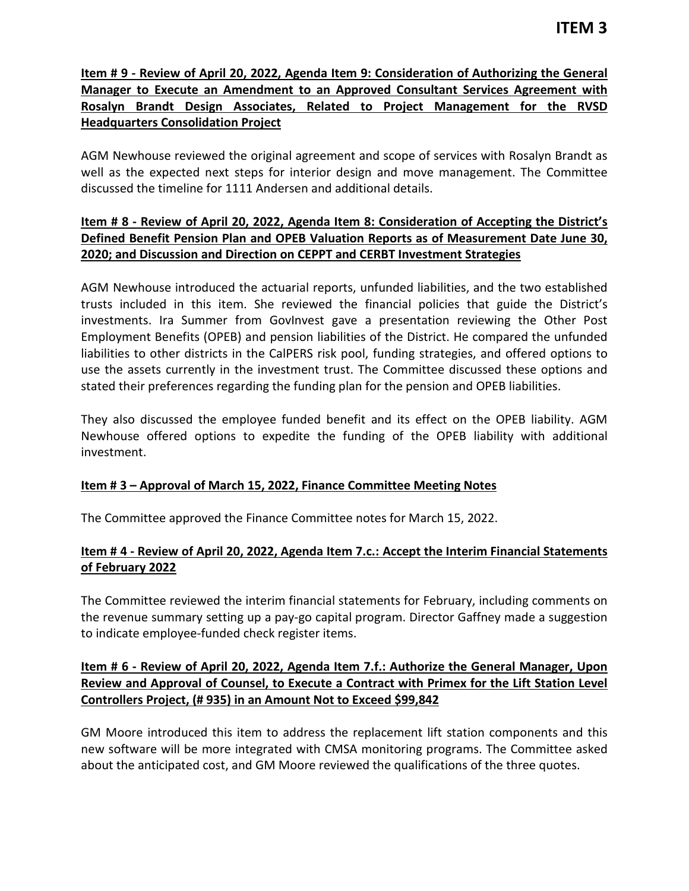**Item # 9 - Review of April 20, 2022, Agenda Item 9: Consideration of Authorizing the General Manager to Execute an Amendment to an Approved Consultant Services Agreement with Rosalyn Brandt Design Associates, Related to Project Management for the RVSD Headquarters Consolidation Project**

AGM Newhouse reviewed the original agreement and scope of services with Rosalyn Brandt as well as the expected next steps for interior design and move management. The Committee discussed the timeline for 1111 Andersen and additional details.

**Item # 8 - Review of April 20, 2022, Agenda Item 8: Consideration of Accepting the District's Defined Benefit Pension Plan and OPEB Valuation Reports as of Measurement Date June 30, 2020; and Discussion and Direction on CEPPT and CERBT Investment Strategies**

AGM Newhouse introduced the actuarial reports, unfunded liabilities, and the two established trusts included in this item. She reviewed the financial policies that guide the District's investments. Ira Summer from GovInvest gave a presentation reviewing the Other Post Employment Benefits (OPEB) and pension liabilities of the District. He compared the unfunded liabilities to other districts in the CalPERS risk pool, funding strategies, and offered options to use the assets currently in the investment trust. The Committee discussed these options and stated their preferences regarding the funding plan for the pension and OPEB liabilities.

They also discussed the employee funded benefit and its effect on the OPEB liability. AGM Newhouse offered options to expedite the funding of the OPEB liability with additional investment.

**Item # 3 – Approval of March 15, 2022, Finance Committee Meeting Notes**

The Committee approved the Finance Committee notes for March 15, 2022.

**Item # 4 - Review of April 20, 2022, Agenda Item 7.c.: Accept the Interim Financial Statements of February 2022**

The Committee reviewed the interim financial statements for February, including comments on the revenue summary setting up a pay-go capital program. Director Gaffney made a suggestion to indicate employee-funded check register items.

**Item # 6 - Review of April 20, 2022, Agenda Item 7.f.: Authorize the General Manager, Upon Review and Approval of Counsel, to Execute a Contract with Primex for the Lift Station Level Controllers Project, (# 935) in an Amount Not to Exceed $99,842**

GM Moore introduced this item to address the replacement lift station components and this new software will be more integrated with CMSA monitoring programs. The Committee asked about the anticipated cost, and GM Moore reviewed the qualifications of the three quotes.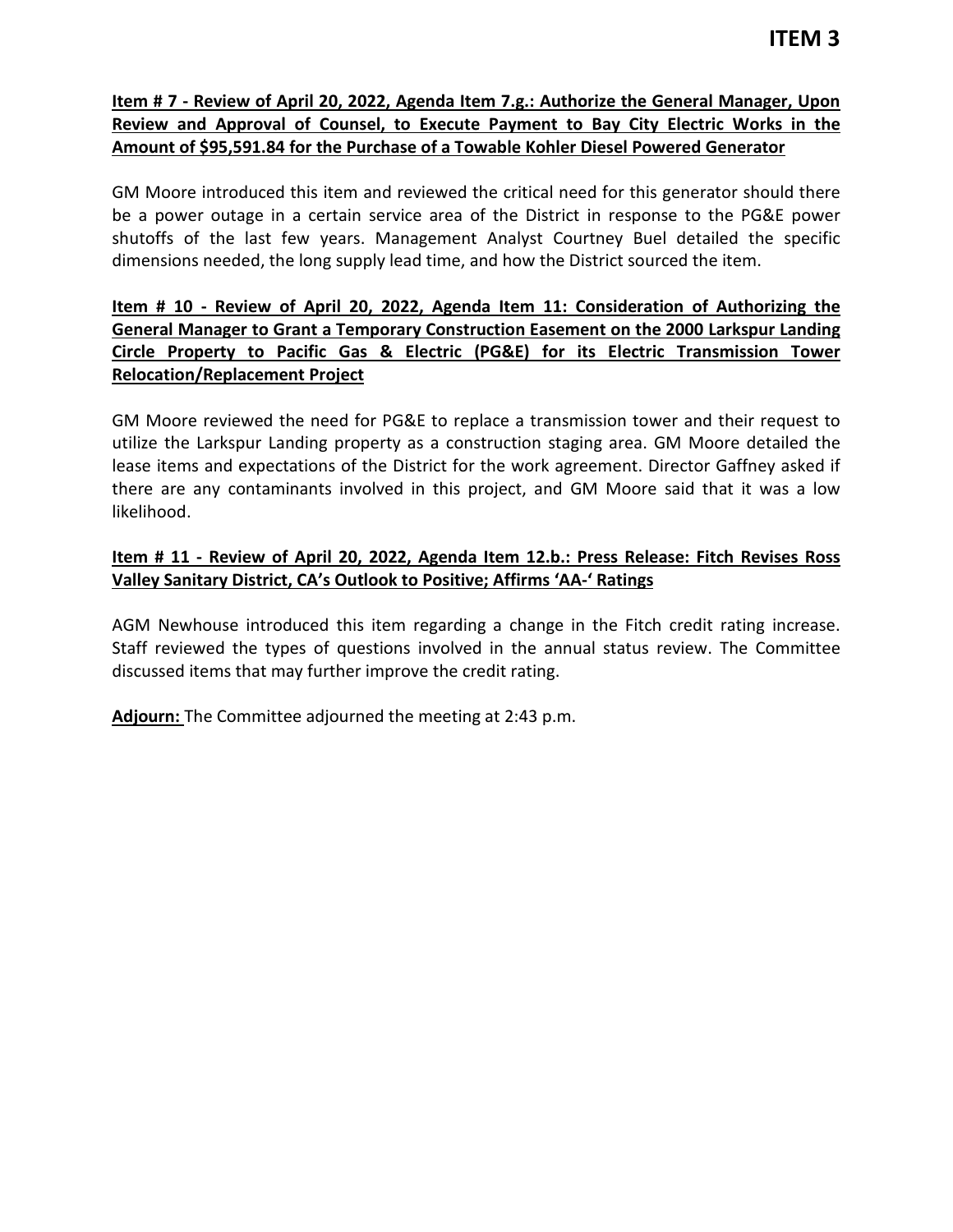**Item # 7 - Review of April 20, 2022, Agenda Item 7.g.: Authorize the General Manager, Upon Review and Approval of Counsel, to Execute Payment to Bay City Electric Works in the Amount of $95,591.84 for the Purchase of a Towable Kohler Diesel Powered Generator**

GM Moore introduced this item and reviewed the critical need for this generator should there be a power outage in a certain service area of the District in response to the PG&E power shutoffs of the last few years. Management Analyst Courtney Buel detailed the specific dimensions needed, the long supply lead time, and how the District sourced the item.

**Item # 10 - Review of April 20, 2022, Agenda Item 11: Consideration of Authorizing the General Manager to Grant a Temporary Construction Easement on the 2000 Larkspur Landing Circle Property to Pacific Gas & Electric (PG&E) for its Electric Transmission Tower Relocation/Replacement Project**

GM Moore reviewed the need for PG&E to replace a transmission tower and their request to utilize the Larkspur Landing property as a construction staging area. GM Moore detailed the lease items and expectations of the District for the work agreement. Director Gaffney asked if there are any contaminants involved in this project, and GM Moore said that it was a low likelihood.

**Item # 11 - Review of April 20, 2022, Agenda Item 12.b.: Press Release: Fitch Revises Ross Valley Sanitary District, CA's Outlook to Positive; Affirms 'AA-' Ratings**

AGM Newhouse introduced this item regarding a change in the Fitch credit rating increase. Staff reviewed the types of questions involved in the annual status review. The Committee discussed items that may further improve the credit rating.

**Adjourn:** The Committee adjourned the meeting at 2:43 p.m.